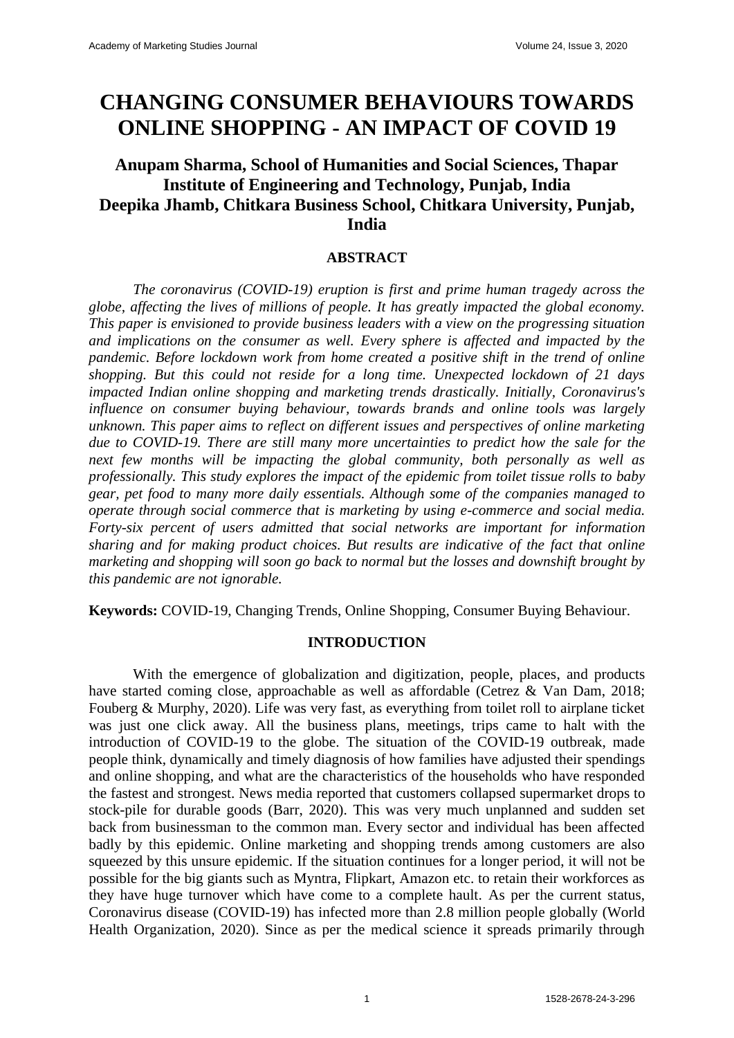# CHANGING CONSUMER BEHAVIOURS TOWARDS ONLINE SHOPPING - AN IMPACT OF COVID 19

**Anupam Sharma, School of Humanities and Social Sciences, Thapar Institute of Engineering and Technology, Punjab, India**
**Deepika Jhamb, Chitkara Business School, Chitkara University, Punjab, India**

## ABSTRACT

*The coronavirus (COVID-19) eruption is first and prime human tragedy across the globe, affecting the lives of millions of people. It has greatly impacted the global economy. This paper is envisioned to provide business leaders with a view on the progressing situation and implications on the consumer as well. Every sphere is affected and impacted by the pandemic. Before lockdown work from home created a positive shift in the trend of online shopping. But this could not reside for a long time. Unexpected lockdown of 21 days impacted Indian online shopping and marketing trends drastically. Initially, Coronavirus's influence on consumer buying behaviour, towards brands and online tools was largely unknown. This paper aims to reflect on different issues and perspectives of online marketing due to COVID-19. There are still many more uncertainties to predict how the sale for the next few months will be impacting the global community, both personally as well as professionally. This study explores the impact of the epidemic from toilet tissue rolls to baby gear, pet food to many more daily essentials. Although some of the companies managed to operate through social commerce that is marketing by using e-commerce and social media. Forty-six percent of users admitted that social networks are important for information sharing and for making product choices. But results are indicative of the fact that online marketing and shopping will soon go back to normal but the losses and downshift brought by this pandemic are not ignorable.*

**Keywords:** COVID-19, Changing Trends, Online Shopping, Consumer Buying Behaviour.

## INTRODUCTION

With the emergence of globalization and digitization, people, places, and products have started coming close, approachable as well as affordable (Cetrez & Van Dam, 2018; Fouberg & Murphy, 2020). Life was very fast, as everything from toilet roll to airplane ticket was just one click away. All the business plans, meetings, trips came to halt with the introduction of COVID-19 to the globe. The situation of the COVID-19 outbreak, made people think, dynamically and timely diagnosis of how families have adjusted their spendings and online shopping, and what are the characteristics of the households who have responded the fastest and strongest. News media reported that customers collapsed supermarket drops to stock-pile for durable goods (Barr, 2020). This was very much unplanned and sudden set back from businessman to the common man. Every sector and individual has been affected badly by this epidemic. Online marketing and shopping trends among customers are also squeezed by this unsure epidemic. If the situation continues for a longer period, it will not be possible for the big giants such as Myntra, Flipkart, Amazon etc. to retain their workforces as they have huge turnover which have come to a complete hault. As per the current status, Coronavirus disease (COVID-19) has infected more than 2.8 million people globally (World Health Organization, 2020). Since as per the medical science it spreads primarily through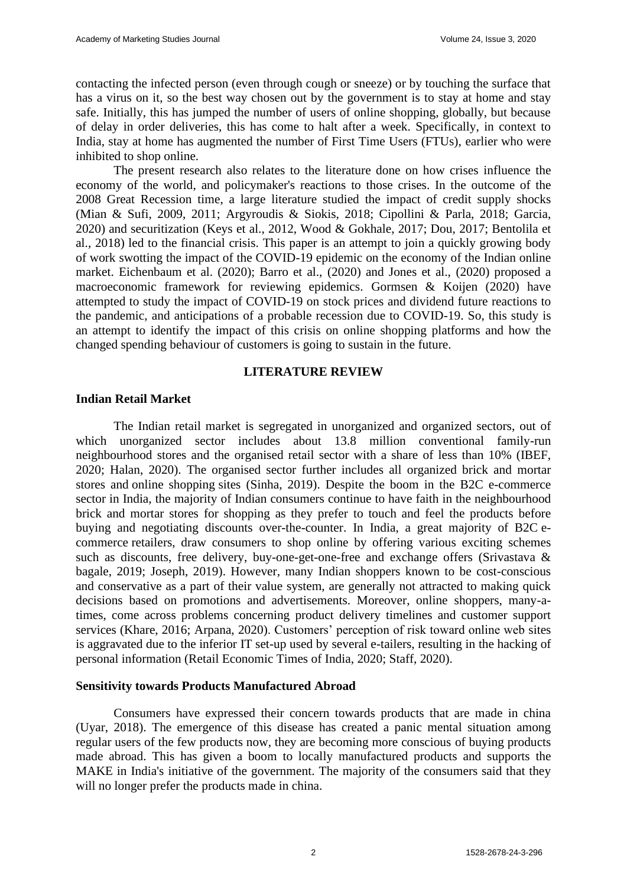contacting the infected person (even through cough or sneeze) or by touching the surface that has a virus on it, so the best way chosen out by the government is to stay at home and stay safe. Initially, this has jumped the number of users of online shopping, globally, but because of delay in order deliveries, this has come to halt after a week. Specifically, in context to India, stay at home has augmented the number of First Time Users (FTUs), earlier who were inhibited to shop online.

The present research also relates to the literature done on how crises influence the economy of the world, and policymaker's reactions to those crises. In the outcome of the 2008 Great Recession time, a large literature studied the impact of credit supply shocks (Mian & Sufi, 2009, 2011; Argyroudis & Siokis, 2018; Cipollini & Parla, 2018; Garcia, 2020) and securitization (Keys et al., 2012, Wood & Gokhale, 2017; Dou, 2017; Bentolila et al., 2018) led to the financial crisis. This paper is an attempt to join a quickly growing body of work swotting the impact of the COVID-19 epidemic on the economy of the Indian online market. Eichenbaum et al. (2020); Barro et al., (2020) and Jones et al., (2020) proposed a macroeconomic framework for reviewing epidemics. Gormsen & Koijen (2020) have attempted to study the impact of COVID-19 on stock prices and dividend future reactions to the pandemic, and anticipations of a probable recession due to COVID-19. So, this study is an attempt to identify the impact of this crisis on online shopping platforms and how the changed spending behaviour of customers is going to sustain in the future.

## LITERATURE REVIEW

### Indian Retail Market

The Indian retail market is segregated in unorganized and organized sectors, out of which unorganized sector includes about 13.8 million conventional family-run neighbourhood stores and the organised retail sector with a share of less than 10% (IBEF, 2020; Halan, 2020). The organised sector further includes all organized brick and mortar stores and online shopping sites (Sinha, 2019). Despite the boom in the B2C e-commerce sector in India, the majority of Indian consumers continue to have faith in the neighbourhood brick and mortar stores for shopping as they prefer to touch and feel the products before buying and negotiating discounts over-the-counter. In India, a great majority of B2C e-commerce retailers, draw consumers to shop online by offering various exciting schemes such as discounts, free delivery, buy-one-get-one-free and exchange offers (Srivastava & bagale, 2019; Joseph, 2019). However, many Indian shoppers known to be cost-conscious and conservative as a part of their value system, are generally not attracted to making quick decisions based on promotions and advertisements. Moreover, online shoppers, many-a-times, come across problems concerning product delivery timelines and customer support services (Khare, 2016; Arpana, 2020). Customers' perception of risk toward online web sites is aggravated due to the inferior IT set-up used by several e-tailers, resulting in the hacking of personal information (Retail Economic Times of India, 2020; Staff, 2020).

### Sensitivity towards Products Manufactured Abroad

Consumers have expressed their concern towards products that are made in china (Uyar, 2018). The emergence of this disease has created a panic mental situation among regular users of the few products now, they are becoming more conscious of buying products made abroad. This has given a boom to locally manufactured products and supports the MAKE in India's initiative of the government. The majority of the consumers said that they will no longer prefer the products made in china.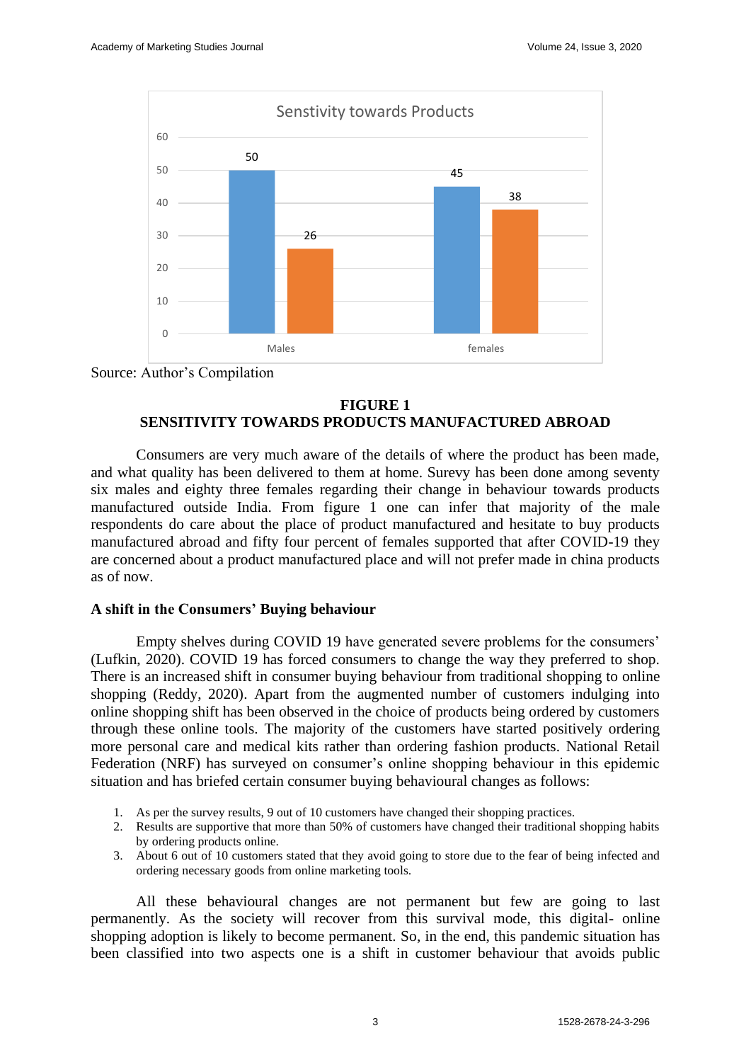Senstivity towards Products

| | Series 1 | Series 2 |
|---|---|---|
| Males | 50 | 26 |
| females | 45 | 38 |

Source: Author's Compilation

**FIGURE 1**
**SENSITIVITY TOWARDS PRODUCTS MANUFACTURED ABROAD**

Consumers are very much aware of the details of where the product has been made, and what quality has been delivered to them at home. Surevy has been done among seventy six males and eighty three females regarding their change in behaviour towards products manufactured outside India. From figure 1 one can infer that majority of the male respondents do care about the place of product manufactured and hesitate to buy products manufactured abroad and fifty four percent of females supported that after COVID-19 they are concerned about a product manufactured place and will not prefer made in china products as of now.

### A shift in the Consumers' Buying behaviour

Empty shelves during COVID 19 have generated severe problems for the consumers' (Lufkin, 2020). COVID 19 has forced consumers to change the way they preferred to shop. There is an increased shift in consumer buying behaviour from traditional shopping to online shopping (Reddy, 2020). Apart from the augmented number of customers indulging into online shopping shift has been observed in the choice of products being ordered by customers through these online tools. The majority of the customers have started positively ordering more personal care and medical kits rather than ordering fashion products. National Retail Federation (NRF) has surveyed on consumer's online shopping behaviour in this epidemic situation and has briefed certain consumer buying behavioural changes as follows:

1. As per the survey results, 9 out of 10 customers have changed their shopping practices.
2. Results are supportive that more than 50% of customers have changed their traditional shopping habits by ordering products online.
3. About 6 out of 10 customers stated that they avoid going to store due to the fear of being infected and ordering necessary goods from online marketing tools.

All these behavioural changes are not permanent but few are going to last permanently. As the society will recover from this survival mode, this digital- online shopping adoption is likely to become permanent. So, in the end, this pandemic situation has been classified into two aspects one is a shift in customer behaviour that avoids public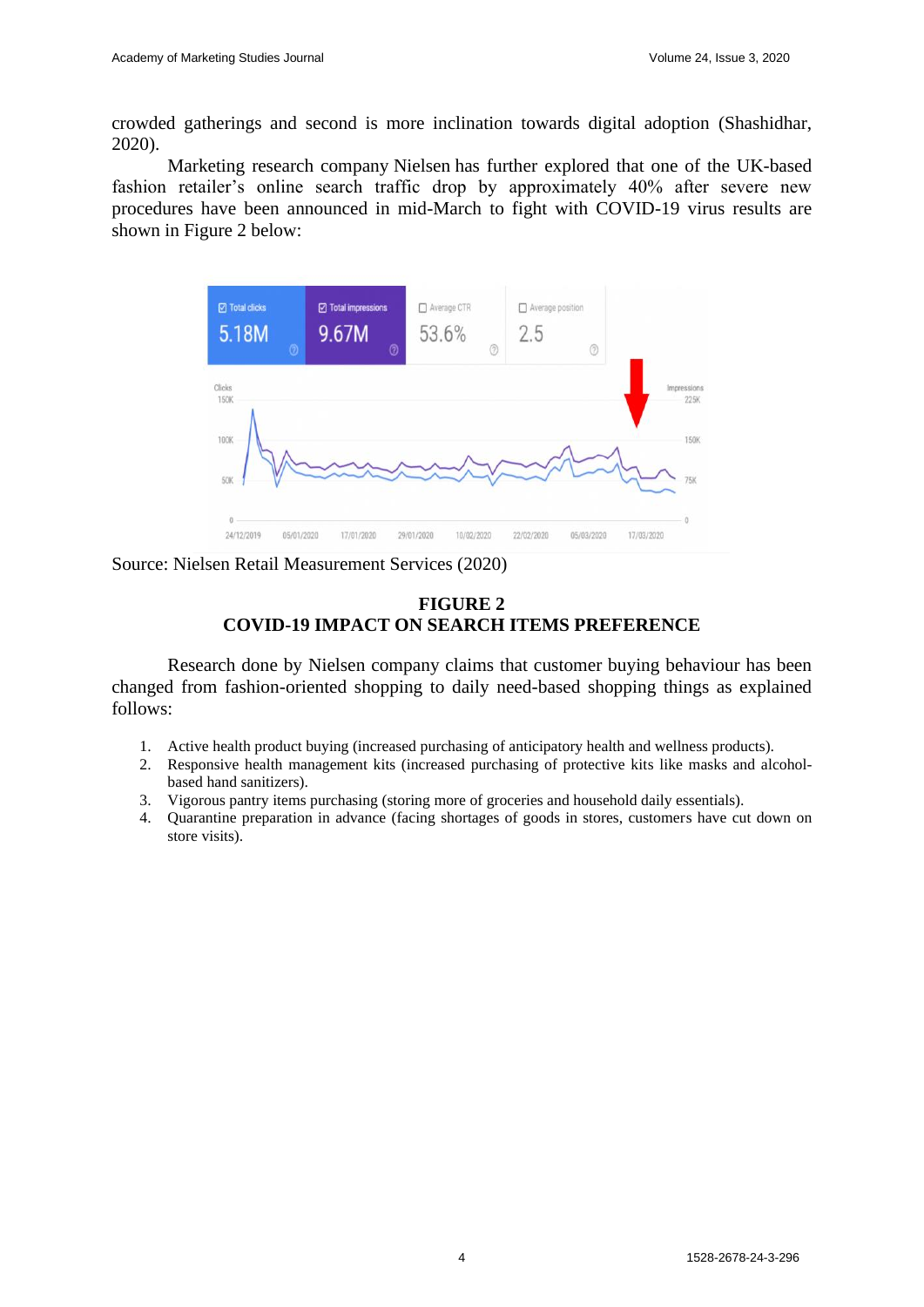crowded gatherings and second is more inclination towards digital adoption (Shashidhar, 2020).

Marketing research company Nielsen has further explored that one of the UK-based fashion retailer's online search traffic drop by approximately 40% after severe new procedures have been announced in mid-March to fight with COVID-19 virus results are shown in Figure 2 below:

Source: Nielsen Retail Measurement Services (2020)

**FIGURE 2**
**COVID-19 IMPACT ON SEARCH ITEMS PREFERENCE**

Research done by Nielsen company claims that customer buying behaviour has been changed from fashion-oriented shopping to daily need-based shopping things as explained follows:

1. Active health product buying (increased purchasing of anticipatory health and wellness products).
2. Responsive health management kits (increased purchasing of protective kits like masks and alcohol-based hand sanitizers).
3. Vigorous pantry items purchasing (storing more of groceries and household daily essentials).
4. Quarantine preparation in advance (facing shortages of goods in stores, customers have cut down on store visits).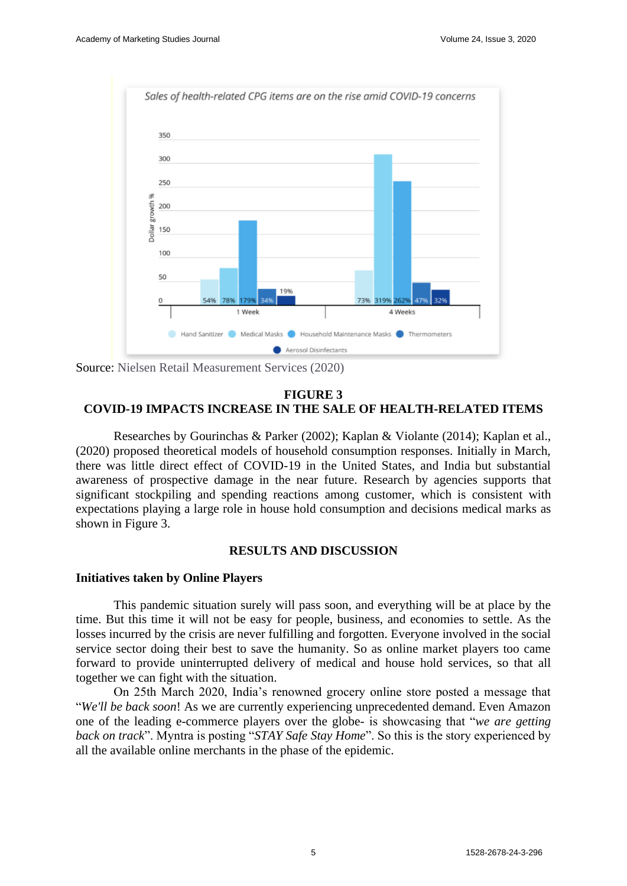Sales of health-related CPG items are on the rise amid COVID-19 concerns

| Dollar growth % | Hand Sanitizer | Medical Masks | Household Maintenance Masks | Thermometers | Aerosol Disinfectants |
|---|---|---|---|---|---|
| 1 Week | 54% | 78% | 179% | 34% | 19% |
| 4 Weeks | 73% | 319% | 262% | 47% | 32% |

Source: Nielsen Retail Measurement Services (2020)

**FIGURE 3**
**COVID-19 IMPACTS INCREASE IN THE SALE OF HEALTH-RELATED ITEMS**

Researches by Gourinchas & Parker (2002); Kaplan & Violante (2014); Kaplan et al., (2020) proposed theoretical models of household consumption responses. Initially in March, there was little direct effect of COVID-19 in the United States, and India but substantial awareness of prospective damage in the near future. Research by agencies supports that significant stockpiling and spending reactions among customer, which is consistent with expectations playing a large role in house hold consumption and decisions medical marks as shown in Figure 3.

## RESULTS AND DISCUSSION

### Initiatives taken by Online Players

This pandemic situation surely will pass soon, and everything will be at place by the time. But this time it will not be easy for people, business, and economies to settle. As the losses incurred by the crisis are never fulfilling and forgotten. Everyone involved in the social service sector doing their best to save the humanity. So as online market players too came forward to provide uninterrupted delivery of medical and house hold services, so that all together we can fight with the situation.

On 25th March 2020, India's renowned grocery online store posted a message that "*We'll be back soon*! As we are currently experiencing unprecedented demand. Even Amazon one of the leading e-commerce players over the globe- is showcasing that "*we are getting back on track*". Myntra is posting "*STAY Safe Stay Home*". So this is the story experienced by all the available online merchants in the phase of the epidemic.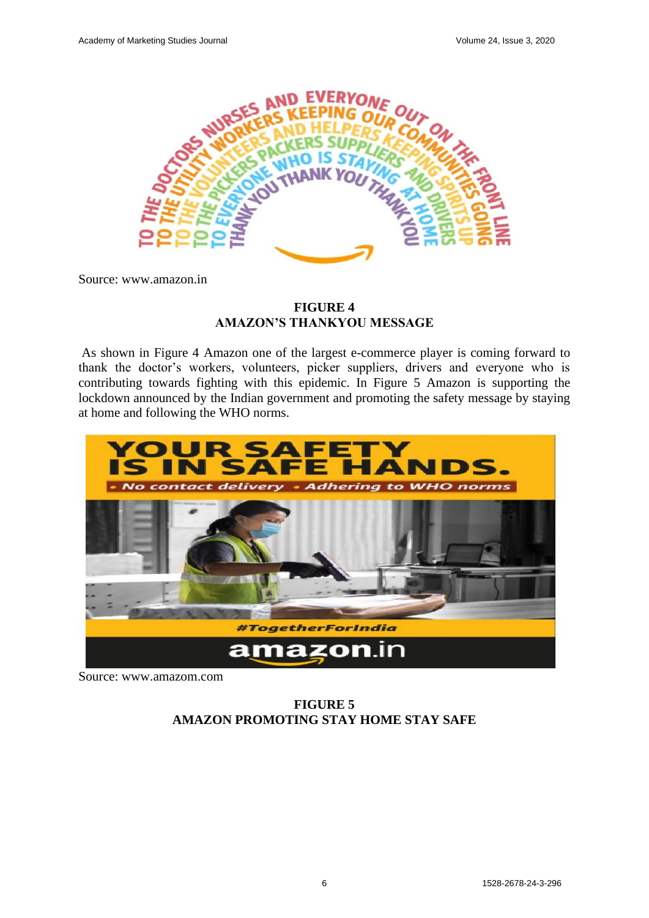Source: www.amazon.in

**FIGURE 4**
**AMAZON'S THANKYOU MESSAGE**

As shown in Figure 4 Amazon one of the largest e-commerce player is coming forward to thank the doctor's workers, volunteers, picker suppliers, drivers and everyone who is contributing towards fighting with this epidemic. In Figure 5 Amazon is supporting the lockdown announced by the Indian government and promoting the safety message by staying at home and following the WHO norms.

Source: www.amazom.com

**FIGURE 5**
**AMAZON PROMOTING STAY HOME STAY SAFE**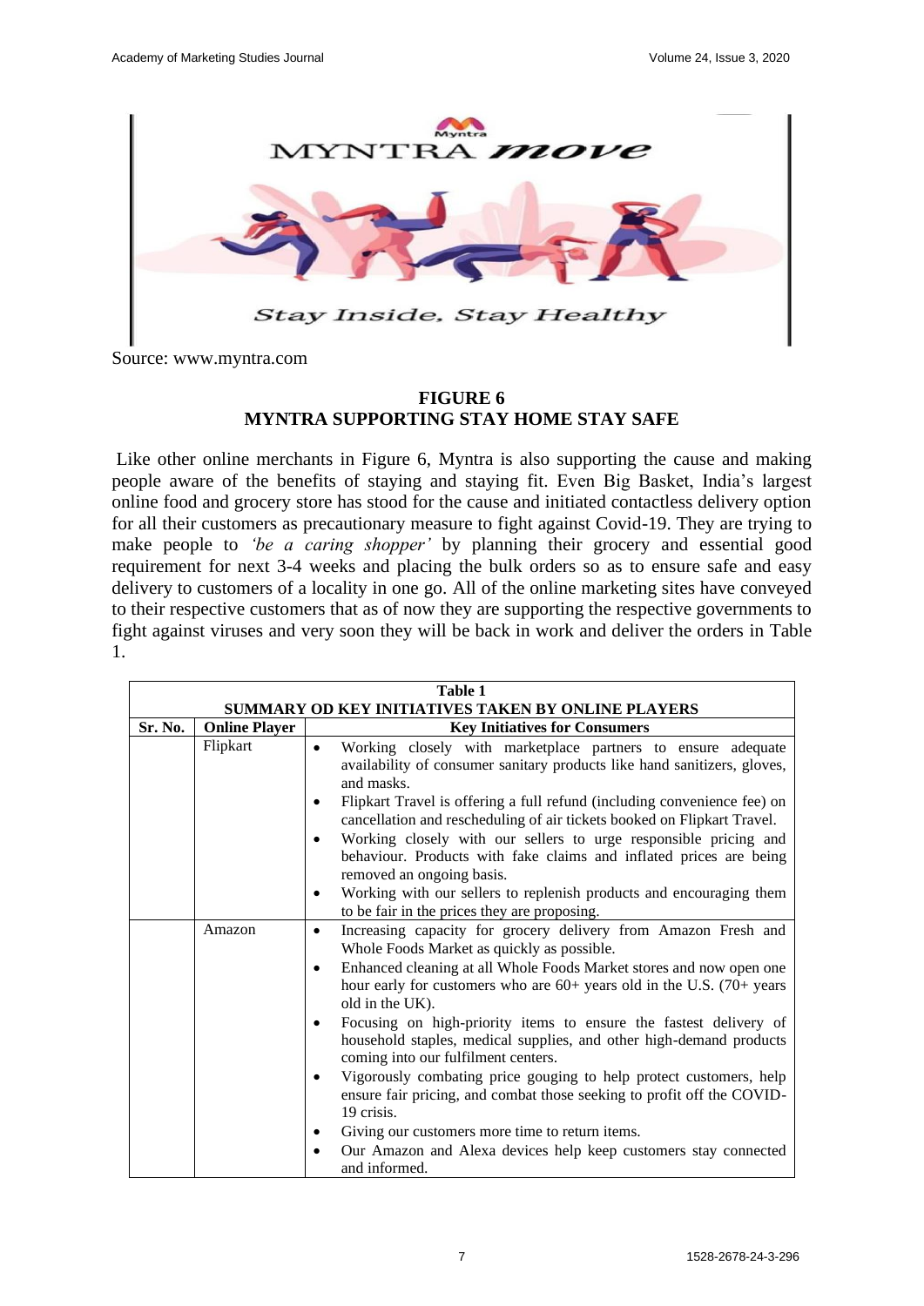Source: www.myntra.com

**FIGURE 6**
**MYNTRA SUPPORTING STAY HOME STAY SAFE**

Like other online merchants in Figure 6, Myntra is also supporting the cause and making people aware of the benefits of staying and staying fit. Even Big Basket, India's largest online food and grocery store has stood for the cause and initiated contactless delivery option for all their customers as precautionary measure to fight against Covid-19. They are trying to make people to *'be a caring shopper'* by planning their grocery and essential good requirement for next 3-4 weeks and placing the bulk orders so as to ensure safe and easy delivery to customers of a locality in one go. All of the online marketing sites have conveyed to their respective customers that as of now they are supporting the respective governments to fight against viruses and very soon they will be back in work and deliver the orders in Table 1.

**Table 1**
**SUMMARY OD KEY INITIATIVES TAKEN BY ONLINE PLAYERS**

| Sr. No. | Online Player | Key Initiatives for Consumers |
|---|---|---|
| | Flipkart | • Working closely with marketplace partners to ensure adequate availability of consumer sanitary products like hand sanitizers, gloves, and masks.<br>• Flipkart Travel is offering a full refund (including convenience fee) on cancellation and rescheduling of air tickets booked on Flipkart Travel.<br>• Working closely with our sellers to urge responsible pricing and behaviour. Products with fake claims and inflated prices are being removed an ongoing basis.<br>• Working with our sellers to replenish products and encouraging them to be fair in the prices they are proposing. |
| | Amazon | • Increasing capacity for grocery delivery from Amazon Fresh and Whole Foods Market as quickly as possible.<br>• Enhanced cleaning at all Whole Foods Market stores and now open one hour early for customers who are 60+ years old in the U.S. (70+ years old in the UK).<br>• Focusing on high-priority items to ensure the fastest delivery of household staples, medical supplies, and other high-demand products coming into our fulfilment centers.<br>• Vigorously combating price gouging to help protect customers, help ensure fair pricing, and combat those seeking to profit off the COVID-19 crisis.<br>• Giving our customers more time to return items.<br>• Our Amazon and Alexa devices help keep customers stay connected and informed. |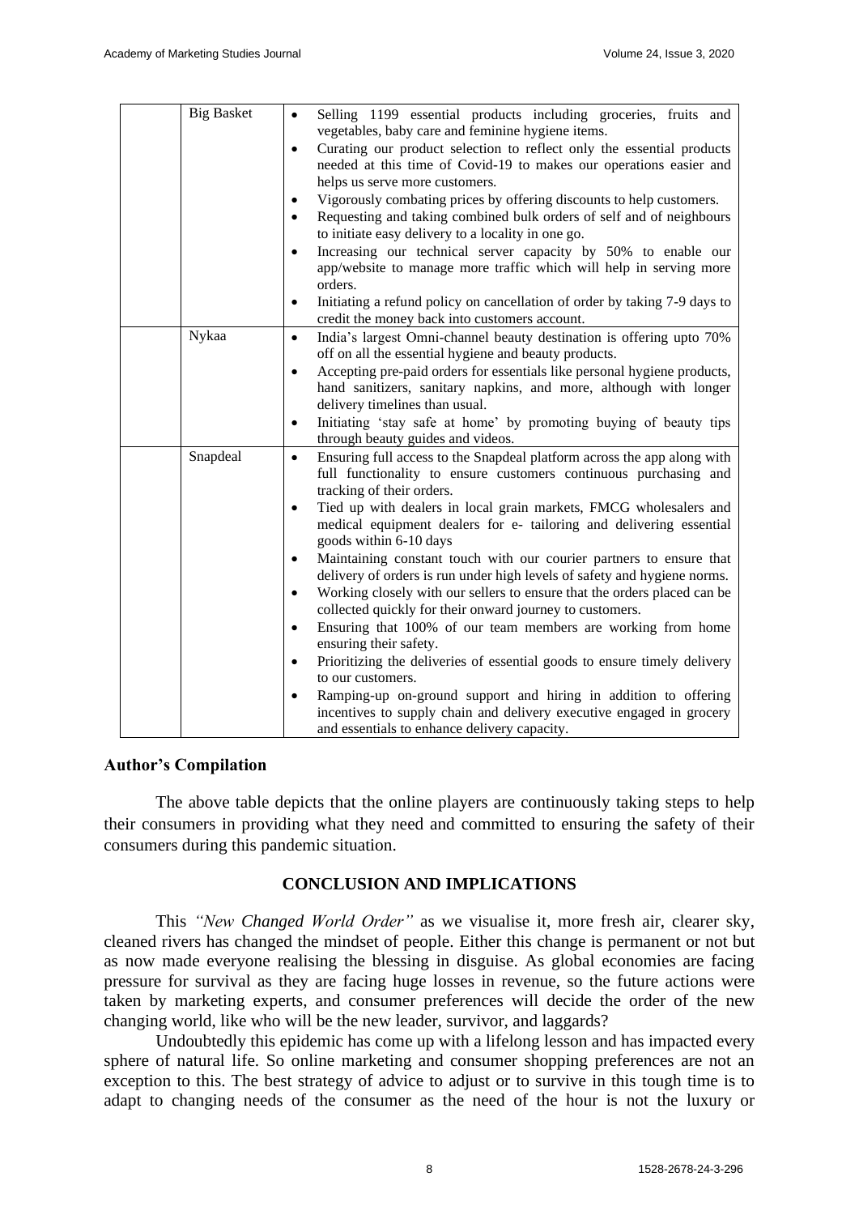| | Big Basket | • Selling 1199 essential products including groceries, fruits and vegetables, baby care and feminine hygiene items.<br>• Curating our product selection to reflect only the essential products needed at this time of Covid-19 to makes our operations easier and helps us serve more customers.<br>• Vigorously combating prices by offering discounts to help customers.<br>• Requesting and taking combined bulk orders of self and of neighbours to initiate easy delivery to a locality in one go.<br>• Increasing our technical server capacity by 50% to enable our app/website to manage more traffic which will help in serving more orders.<br>• Initiating a refund policy on cancellation of order by taking 7-9 days to credit the money back into customers account. |
|---|---|---|
| | Nykaa | • India's largest Omni-channel beauty destination is offering upto 70% off on all the essential hygiene and beauty products.<br>• Accepting pre-paid orders for essentials like personal hygiene products, hand sanitizers, sanitary napkins, and more, although with longer delivery timelines than usual.<br>• Initiating 'stay safe at home' by promoting buying of beauty tips through beauty guides and videos. |
| | Snapdeal | • Ensuring full access to the Snapdeal platform across the app along with full functionality to ensure customers continuous purchasing and tracking of their orders.<br>• Tied up with dealers in local grain markets, FMCG wholesalers and medical equipment dealers for e- tailoring and delivering essential goods within 6-10 days<br>• Maintaining constant touch with our courier partners to ensure that delivery of orders is run under high levels of safety and hygiene norms.<br>• Working closely with our sellers to ensure that the orders placed can be collected quickly for their onward journey to customers.<br>• Ensuring that 100% of our team members are working from home ensuring their safety.<br>• Prioritizing the deliveries of essential goods to ensure timely delivery to our customers.<br>• Ramping-up on-ground support and hiring in addition to offering incentives to supply chain and delivery executive engaged in grocery and essentials to enhance delivery capacity. |

**Author's Compilation**

The above table depicts that the online players are continuously taking steps to help their consumers in providing what they need and committed to ensuring the safety of their consumers during this pandemic situation.

## CONCLUSION AND IMPLICATIONS

This *"New Changed World Order"* as we visualise it, more fresh air, clearer sky, cleaned rivers has changed the mindset of people. Either this change is permanent or not but as now made everyone realising the blessing in disguise. As global economies are facing pressure for survival as they are facing huge losses in revenue, so the future actions were taken by marketing experts, and consumer preferences will decide the order of the new changing world, like who will be the new leader, survivor, and laggards?

Undoubtedly this epidemic has come up with a lifelong lesson and has impacted every sphere of natural life. So online marketing and consumer shopping preferences are not an exception to this. The best strategy of advice to adjust or to survive in this tough time is to adapt to changing needs of the consumer as the need of the hour is not the luxury or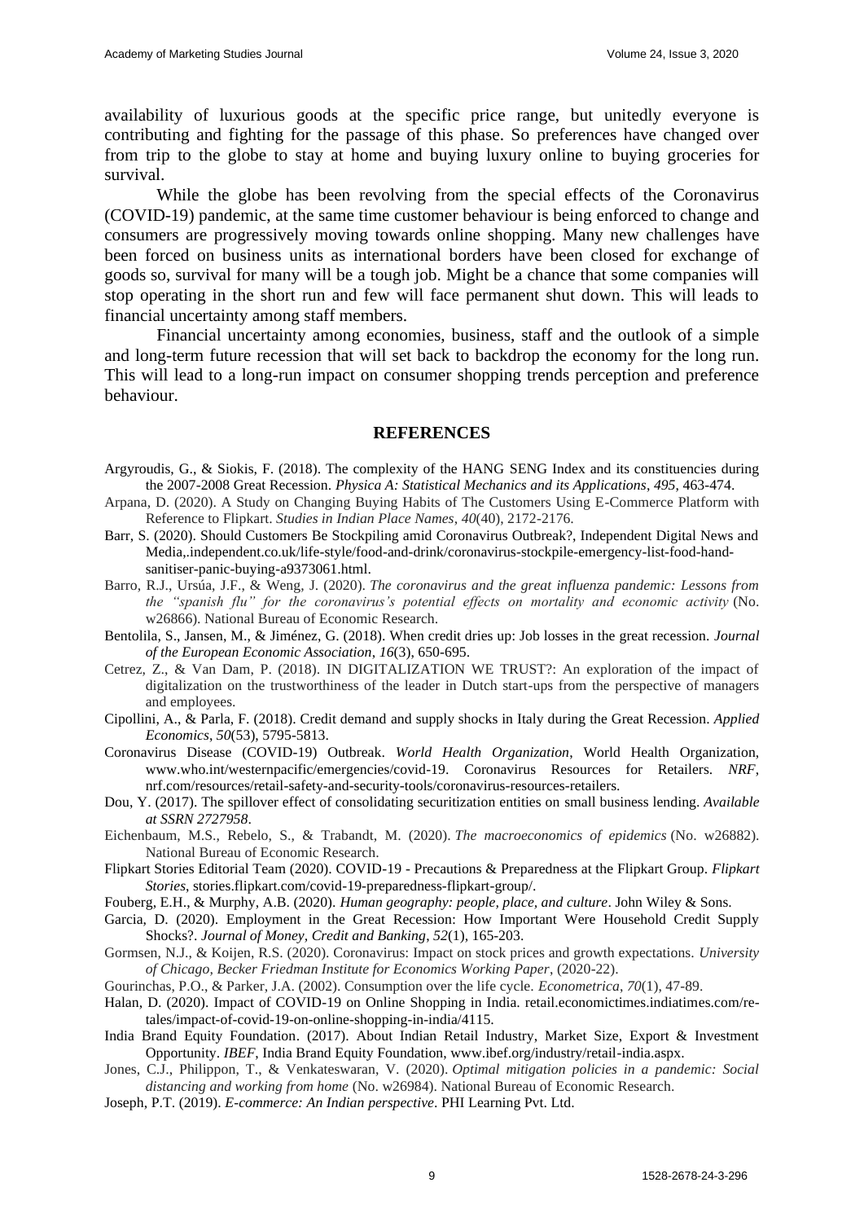availability of luxurious goods at the specific price range, but unitedly everyone is contributing and fighting for the passage of this phase. So preferences have changed over from trip to the globe to stay at home and buying luxury online to buying groceries for survival.

While the globe has been revolving from the special effects of the Coronavirus (COVID-19) pandemic, at the same time customer behaviour is being enforced to change and consumers are progressively moving towards online shopping. Many new challenges have been forced on business units as international borders have been closed for exchange of goods so, survival for many will be a tough job. Might be a chance that some companies will stop operating in the short run and few will face permanent shut down. This will leads to financial uncertainty among staff members.

Financial uncertainty among economies, business, staff and the outlook of a simple and long-term future recession that will set back to backdrop the economy for the long run. This will lead to a long-run impact on consumer shopping trends perception and preference behaviour.

## REFERENCES

Argyroudis, G., & Siokis, F. (2018). The complexity of the HANG SENG Index and its constituencies during the 2007-2008 Great Recession. *Physica A: Statistical Mechanics and its Applications*, *495*, 463-474.

Arpana, D. (2020). A Study on Changing Buying Habits of The Customers Using E-Commerce Platform with Reference to Flipkart. *Studies in Indian Place Names*, *40*(40), 2172-2176.

Barr, S. (2020). Should Customers Be Stockpiling amid Coronavirus Outbreak?, Independent Digital News and Media,.independent.co.uk/life-style/food-and-drink/coronavirus-stockpile-emergency-list-food-hand-sanitiser-panic-buying-a9373061.html.

Barro, R.J., Ursúa, J.F., & Weng, J. (2020). *The coronavirus and the great influenza pandemic: Lessons from the "spanish flu" for the coronavirus's potential effects on mortality and economic activity* (No. w26866). National Bureau of Economic Research.

Bentolila, S., Jansen, M., & Jiménez, G. (2018). When credit dries up: Job losses in the great recession. *Journal of the European Economic Association*, *16*(3), 650-695.

Cetrez, Z., & Van Dam, P. (2018). IN DIGITALIZATION WE TRUST?: An exploration of the impact of digitalization on the trustworthiness of the leader in Dutch start-ups from the perspective of managers and employees.

Cipollini, A., & Parla, F. (2018). Credit demand and supply shocks in Italy during the Great Recession. *Applied Economics*, *50*(53), 5795-5813.

Coronavirus Disease (COVID-19) Outbreak. *World Health Organization*, World Health Organization, www.who.int/westernpacific/emergencies/covid-19. Coronavirus Resources for Retailers. *NRF*, nrf.com/resources/retail-safety-and-security-tools/coronavirus-resources-retailers.

Dou, Y. (2017). The spillover effect of consolidating securitization entities on small business lending. *Available at SSRN 2727958*.

Eichenbaum, M.S., Rebelo, S., & Trabandt, M. (2020). *The macroeconomics of epidemics* (No. w26882). National Bureau of Economic Research.

Flipkart Stories Editorial Team (2020). COVID-19 - Precautions & Preparedness at the Flipkart Group. *Flipkart Stories*, stories.flipkart.com/covid-19-preparedness-flipkart-group/.

Fouberg, E.H., & Murphy, A.B. (2020). *Human geography: people, place, and culture*. John Wiley & Sons.

Garcia, D. (2020). Employment in the Great Recession: How Important Were Household Credit Supply Shocks?. *Journal of Money, Credit and Banking*, *52*(1), 165-203.

Gormsen, N.J., & Koijen, R.S. (2020). Coronavirus: Impact on stock prices and growth expectations. *University of Chicago, Becker Friedman Institute for Economics Working Paper*, (2020-22).

Gourinchas, P.O., & Parker, J.A. (2002). Consumption over the life cycle. *Econometrica*, *70*(1), 47-89.

Halan, D. (2020). Impact of COVID-19 on Online Shopping in India. retail.economictimes.indiatimes.com/re-tales/impact-of-covid-19-on-online-shopping-in-india/4115.

India Brand Equity Foundation. (2017). About Indian Retail Industry, Market Size, Export & Investment Opportunity. *IBEF*, India Brand Equity Foundation, www.ibef.org/industry/retail-india.aspx.

Jones, C.J., Philippon, T., & Venkateswaran, V. (2020). *Optimal mitigation policies in a pandemic: Social distancing and working from home* (No. w26984). National Bureau of Economic Research.

Joseph, P.T. (2019). *E-commerce: An Indian perspective*. PHI Learning Pvt. Ltd.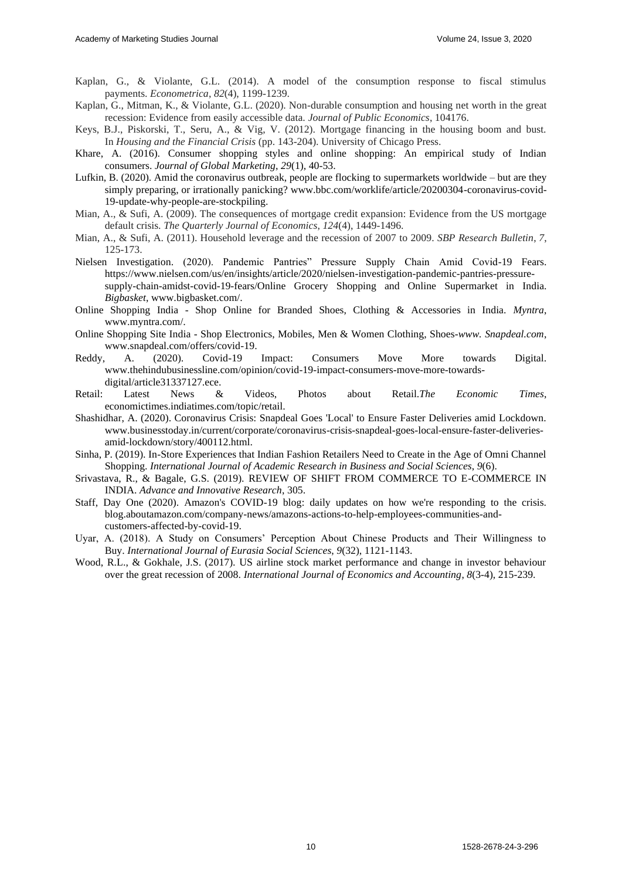Kaplan, G., & Violante, G.L. (2014). A model of the consumption response to fiscal stimulus payments. *Econometrica*, *82*(4), 1199-1239.

Kaplan, G., Mitman, K., & Violante, G.L. (2020). Non-durable consumption and housing net worth in the great recession: Evidence from easily accessible data. *Journal of Public Economics*, 104176.

Keys, B.J., Piskorski, T., Seru, A., & Vig, V. (2012). Mortgage financing in the housing boom and bust. In *Housing and the Financial Crisis* (pp. 143-204). University of Chicago Press.

Khare, A. (2016). Consumer shopping styles and online shopping: An empirical study of Indian consumers. *Journal of Global Marketing*, *29*(1), 40-53.

Lufkin, B. (2020). Amid the coronavirus outbreak, people are flocking to supermarkets worldwide – but are they simply preparing, or irrationally panicking? www.bbc.com/worklife/article/20200304-coronavirus-covid-19-update-why-people-are-stockpiling.

Mian, A., & Sufi, A. (2009). The consequences of mortgage credit expansion: Evidence from the US mortgage default crisis. *The Quarterly Journal of Economics*, *124*(4), 1449-1496.

Mian, A., & Sufi, A. (2011). Household leverage and the recession of 2007 to 2009. *SBP Research Bulletin*, *7*, 125-173.

Nielsen Investigation. (2020). Pandemic Pantries" Pressure Supply Chain Amid Covid-19 Fears. https://www.nielsen.com/us/en/insights/article/2020/nielsen-investigation-pandemic-pantries-pressure-supply-chain-amidst-covid-19-fears/Online Grocery Shopping and Online Supermarket in India. *Bigbasket*, www.bigbasket.com/.

Online Shopping India - Shop Online for Branded Shoes, Clothing & Accessories in India. *Myntra*, www.myntra.com/.

Online Shopping Site India - Shop Electronics, Mobiles, Men & Women Clothing, Shoes-*www. Snapdeal.com*, www.snapdeal.com/offers/covid-19.

Reddy, A. (2020). Covid-19 Impact: Consumers Move More towards Digital. www.thehindubusinessline.com/opinion/covid-19-impact-consumers-move-more-towards-digital/article31337127.ece.

Retail: Latest News & Videos, Photos about Retail.*The Economic Times*, economictimes.indiatimes.com/topic/retail.

Shashidhar, A. (2020). Coronavirus Crisis: Snapdeal Goes 'Local' to Ensure Faster Deliveries amid Lockdown. www.businesstoday.in/current/corporate/coronavirus-crisis-snapdeal-goes-local-ensure-faster-deliveries-amid-lockdown/story/400112.html.

Sinha, P. (2019). In-Store Experiences that Indian Fashion Retailers Need to Create in the Age of Omni Channel Shopping. *International Journal of Academic Research in Business and Social Sciences*, *9*(6).

Srivastava, R., & Bagale, G.S. (2019). REVIEW OF SHIFT FROM COMMERCE TO E-COMMERCE IN INDIA. *Advance and Innovative Research*, 305.

Staff, Day One (2020). Amazon's COVID-19 blog: daily updates on how we're responding to the crisis. blog.aboutamazon.com/company-news/amazons-actions-to-help-employees-communities-and-customers-affected-by-covid-19.

Uyar, A. (2018). A Study on Consumers' Perception About Chinese Products and Their Willingness to Buy. *International Journal of Eurasia Social Sciences*, *9*(32), 1121-1143.

Wood, R.L., & Gokhale, J.S. (2017). US airline stock market performance and change in investor behaviour over the great recession of 2008. *International Journal of Economics and Accounting*, *8*(3-4), 215-239.